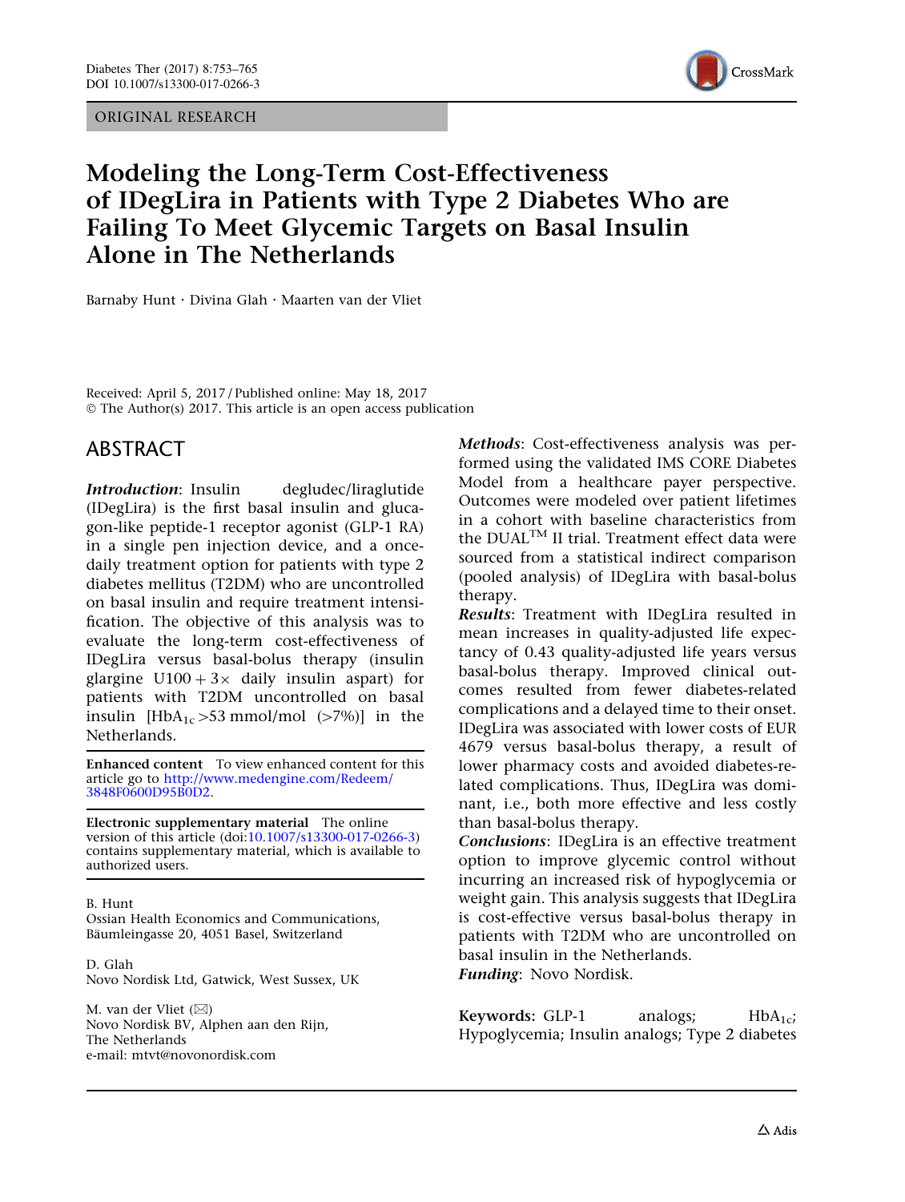ORIGINAL RESEARCH

# Modeling the Long-Term Cost-Effectiveness of IDegLira in Patients with Type 2 Diabetes Who are Failing To Meet Glycemic Targets on Basal Insulin Alone in The Netherlands

Barnaby Hunt · Divina Glah · Maarten van der Vliet

Received: April 5, 2017 / Published online: May 18, 2017
© The Author(s) 2017. This article is an open access publication

## ABSTRACT

***Introduction***: Insulin degludec/liraglutide (IDegLira) is the first basal insulin and glucagon-like peptide-1 receptor agonist (GLP-1 RA) in a single pen injection device, and a once-daily treatment option for patients with type 2 diabetes mellitus (T2DM) who are uncontrolled on basal insulin and require treatment intensification. The objective of this analysis was to evaluate the long-term cost-effectiveness of IDegLira versus basal-bolus therapy (insulin glargine U100 + 3× daily insulin aspart) for patients with T2DM uncontrolled on basal insulin [$HbA_{1c}$ >53 mmol/mol (>7%)] in the Netherlands.

**Enhanced content** To view enhanced content for this article go to http://www.medengine.com/Redeem/3848F0600D95B0D2.

**Electronic supplementary material** The online version of this article (doi:10.1007/s13300-017-0266-3) contains supplementary material, which is available to authorized users.

B. Hunt
Ossian Health Economics and Communications, Bäumleingasse 20, 4051 Basel, Switzerland

D. Glah
Novo Nordisk Ltd, Gatwick, West Sussex, UK

M. van der Vliet (✉)
Novo Nordisk BV, Alphen aan den Rijn, The Netherlands
e-mail: mtvt@novonordisk.com

***Methods***: Cost-effectiveness analysis was performed using the validated IMS CORE Diabetes Model from a healthcare payer perspective. Outcomes were modeled over patient lifetimes in a cohort with baseline characteristics from the DUAL™ II trial. Treatment effect data were sourced from a statistical indirect comparison (pooled analysis) of IDegLira with basal-bolus therapy.

***Results***: Treatment with IDegLira resulted in mean increases in quality-adjusted life expectancy of 0.43 quality-adjusted life years versus basal-bolus therapy. Improved clinical outcomes resulted from fewer diabetes-related complications and a delayed time to their onset. IDegLira was associated with lower costs of EUR 4679 versus basal-bolus therapy, a result of lower pharmacy costs and avoided diabetes-related complications. Thus, IDegLira was dominant, i.e., both more effective and less costly than basal-bolus therapy.

***Conclusions***: IDegLira is an effective treatment option to improve glycemic control without incurring an increased risk of hypoglycemia or weight gain. This analysis suggests that IDegLira is cost-effective versus basal-bolus therapy in patients with T2DM who are uncontrolled on basal insulin in the Netherlands.

***Funding***: Novo Nordisk.

**Keywords:** GLP-1 analogs; $HbA_{1c}$; Hypoglycemia; Insulin analogs; Type 2 diabetes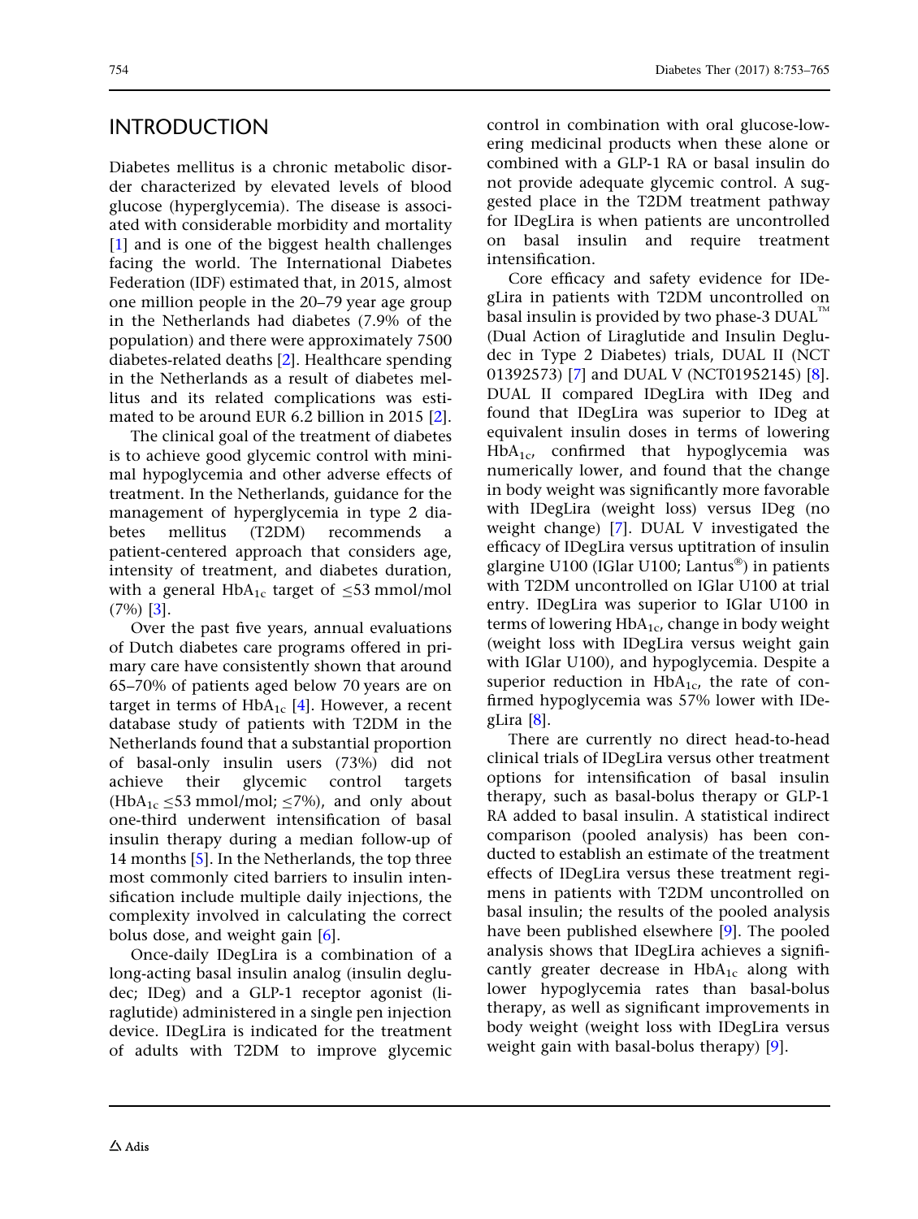## INTRODUCTION

Diabetes mellitus is a chronic metabolic disorder characterized by elevated levels of blood glucose (hyperglycemia). The disease is associated with considerable morbidity and mortality [1] and is one of the biggest health challenges facing the world. The International Diabetes Federation (IDF) estimated that, in 2015, almost one million people in the 20–79 year age group in the Netherlands had diabetes (7.9% of the population) and there were approximately 7500 diabetes-related deaths [2]. Healthcare spending in the Netherlands as a result of diabetes mellitus and its related complications was estimated to be around EUR 6.2 billion in 2015 [2].

The clinical goal of the treatment of diabetes is to achieve good glycemic control with minimal hypoglycemia and other adverse effects of treatment. In the Netherlands, guidance for the management of hyperglycemia in type 2 diabetes mellitus (T2DM) recommends a patient-centered approach that considers age, intensity of treatment, and diabetes duration, with a general $HbA_{1c}$ target of ≤53 mmol/mol (7%) [3].

Over the past five years, annual evaluations of Dutch diabetes care programs offered in primary care have consistently shown that around 65–70% of patients aged below 70 years are on target in terms of $HbA_{1c}$ [4]. However, a recent database study of patients with T2DM in the Netherlands found that a substantial proportion of basal-only insulin users (73%) did not achieve their glycemic control targets ($HbA_{1c}$ ≤53 mmol/mol; ≤7%), and only about one-third underwent intensification of basal insulin therapy during a median follow-up of 14 months [5]. In the Netherlands, the top three most commonly cited barriers to insulin intensification include multiple daily injections, the complexity involved in calculating the correct bolus dose, and weight gain [6].

Once-daily IDegLira is a combination of a long-acting basal insulin analog (insulin degludec; IDeg) and a GLP-1 receptor agonist (liraglutide) administered in a single pen injection device. IDegLira is indicated for the treatment of adults with T2DM to improve glycemic control in combination with oral glucose-lowering medicinal products when these alone or combined with a GLP-1 RA or basal insulin do not provide adequate glycemic control. A suggested place in the T2DM treatment pathway for IDegLira is when patients are uncontrolled on basal insulin and require treatment intensification.

Core efficacy and safety evidence for IDegLira in patients with T2DM uncontrolled on basal insulin is provided by two phase-3 DUAL™ (Dual Action of Liraglutide and Insulin Degludec in Type 2 Diabetes) trials, DUAL II (NCT 01392573) [7] and DUAL V (NCT01952145) [8]. DUAL II compared IDegLira with IDeg and found that IDegLira was superior to IDeg at equivalent insulin doses in terms of lowering $HbA_{1c}$, confirmed that hypoglycemia was numerically lower, and found that the change in body weight was significantly more favorable with IDegLira (weight loss) versus IDeg (no weight change) [7]. DUAL V investigated the efficacy of IDegLira versus uptitration of insulin glargine U100 (IGlar U100; Lantus®) in patients with T2DM uncontrolled on IGlar U100 at trial entry. IDegLira was superior to IGlar U100 in terms of lowering $HbA_{1c}$, change in body weight (weight loss with IDegLira versus weight gain with IGlar U100), and hypoglycemia. Despite a superior reduction in $HbA_{1c}$, the rate of confirmed hypoglycemia was 57% lower with IDegLira [8].

There are currently no direct head-to-head clinical trials of IDegLira versus other treatment options for intensification of basal insulin therapy, such as basal-bolus therapy or GLP-1 RA added to basal insulin. A statistical indirect comparison (pooled analysis) has been conducted to establish an estimate of the treatment effects of IDegLira versus these treatment regimens in patients with T2DM uncontrolled on basal insulin; the results of the pooled analysis have been published elsewhere [9]. The pooled analysis shows that IDegLira achieves a significantly greater decrease in $HbA_{1c}$ along with lower hypoglycemia rates than basal-bolus therapy, as well as significant improvements in body weight (weight loss with IDegLira versus weight gain with basal-bolus therapy) [9].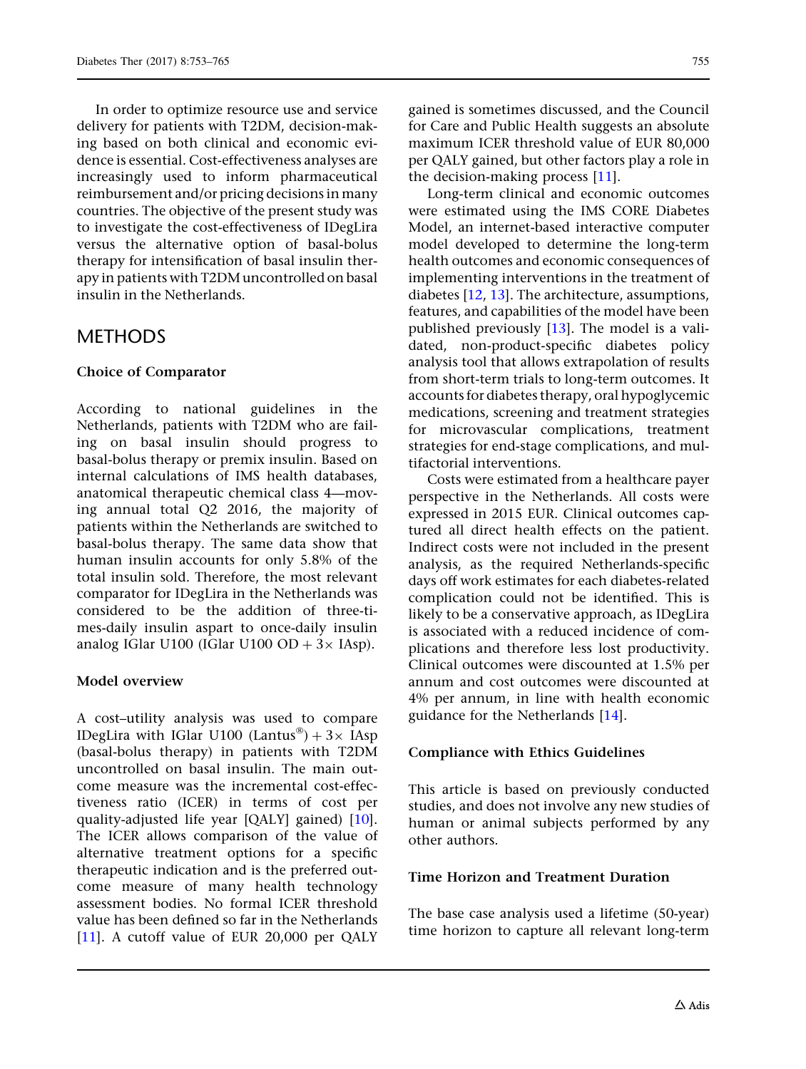In order to optimize resource use and service delivery for patients with T2DM, decision-making based on both clinical and economic evidence is essential. Cost-effectiveness analyses are increasingly used to inform pharmaceutical reimbursement and/or pricing decisions in many countries. The objective of the present study was to investigate the cost-effectiveness of IDegLira versus the alternative option of basal-bolus therapy for intensification of basal insulin therapy in patients with T2DM uncontrolled on basal insulin in the Netherlands.

# METHODS

### Choice of Comparator

According to national guidelines in the Netherlands, patients with T2DM who are failing on basal insulin should progress to basal-bolus therapy or premix insulin. Based on internal calculations of IMS health databases, anatomical therapeutic chemical class 4—moving annual total Q2 2016, the majority of patients within the Netherlands are switched to basal-bolus therapy. The same data show that human insulin accounts for only 5.8% of the total insulin sold. Therefore, the most relevant comparator for IDegLira in the Netherlands was considered to be the addition of three-times-daily insulin aspart to once-daily insulin analog IGlar U100 (IGlar U100 OD + 3× IAsp).

### Model overview

A cost–utility analysis was used to compare IDegLira with IGlar U100 (Lantus®) + 3× IAsp (basal-bolus therapy) in patients with T2DM uncontrolled on basal insulin. The main outcome measure was the incremental cost-effectiveness ratio (ICER) in terms of cost per quality-adjusted life year [QALY] gained) [10]. The ICER allows comparison of the value of alternative treatment options for a specific therapeutic indication and is the preferred outcome measure of many health technology assessment bodies. No formal ICER threshold value has been defined so far in the Netherlands [11]. A cutoff value of EUR 20,000 per QALY gained is sometimes discussed, and the Council for Care and Public Health suggests an absolute maximum ICER threshold value of EUR 80,000 per QALY gained, but other factors play a role in the decision-making process [11].

Long-term clinical and economic outcomes were estimated using the IMS CORE Diabetes Model, an internet-based interactive computer model developed to determine the long-term health outcomes and economic consequences of implementing interventions in the treatment of diabetes [12, 13]. The architecture, assumptions, features, and capabilities of the model have been published previously [13]. The model is a validated, non-product-specific diabetes policy analysis tool that allows extrapolation of results from short-term trials to long-term outcomes. It accounts for diabetes therapy, oral hypoglycemic medications, screening and treatment strategies for microvascular complications, treatment strategies for end-stage complications, and multifactorial interventions.

Costs were estimated from a healthcare payer perspective in the Netherlands. All costs were expressed in 2015 EUR. Clinical outcomes captured all direct health effects on the patient. Indirect costs were not included in the present analysis, as the required Netherlands-specific days off work estimates for each diabetes-related complication could not be identified. This is likely to be a conservative approach, as IDegLira is associated with a reduced incidence of complications and therefore less lost productivity. Clinical outcomes were discounted at 1.5% per annum and cost outcomes were discounted at 4% per annum, in line with health economic guidance for the Netherlands [14].

### Compliance with Ethics Guidelines

This article is based on previously conducted studies, and does not involve any new studies of human or animal subjects performed by any other authors.

### Time Horizon and Treatment Duration

The base case analysis used a lifetime (50-year) time horizon to capture all relevant long-term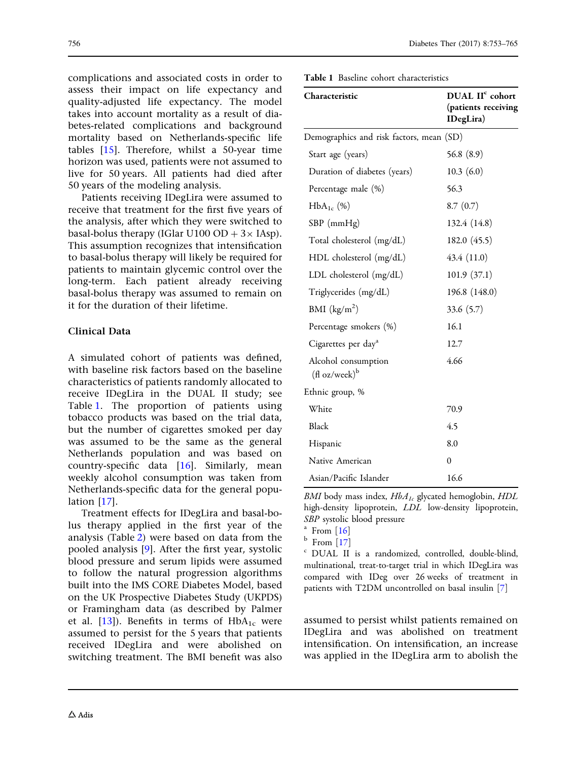complications and associated costs in order to assess their impact on life expectancy and quality-adjusted life expectancy. The model takes into account mortality as a result of diabetes-related complications and background mortality based on Netherlands-specific life tables [15]. Therefore, whilst a 50-year time horizon was used, patients were not assumed to live for 50 years. All patients had died after 50 years of the modeling analysis.

Patients receiving IDegLira were assumed to receive that treatment for the first five years of the analysis, after which they were switched to basal-bolus therapy (IGlar U100 OD + 3× IAsp). This assumption recognizes that intensification to basal-bolus therapy will likely be required for patients to maintain glycemic control over the long-term. Each patient already receiving basal-bolus therapy was assumed to remain on it for the duration of their lifetime.

### Clinical Data

A simulated cohort of patients was defined, with baseline risk factors based on the baseline characteristics of patients randomly allocated to receive IDegLira in the DUAL II study; see Table 1. The proportion of patients using tobacco products was based on the trial data, but the number of cigarettes smoked per day was assumed to be the same as the general Netherlands population and was based on country-specific data [16]. Similarly, mean weekly alcohol consumption was taken from Netherlands-specific data for the general population [17].

Treatment effects for IDegLira and basal-bolus therapy applied in the first year of the analysis (Table 2) were based on data from the pooled analysis [9]. After the first year, systolic blood pressure and serum lipids were assumed to follow the natural progression algorithms built into the IMS CORE Diabetes Model, based on the UK Prospective Diabetes Study (UKPDS) or Framingham data (as described by Palmer et al. [13]). Benefits in terms of $HbA_{1c}$ were assumed to persist for the 5 years that patients received IDegLira and were abolished on switching treatment. The BMI benefit was also assumed to persist whilst patients remained on IDegLira and was abolished on treatment intensification. On intensification, an increase was applied in the IDegLira arm to abolish the

**Table 1** Baseline cohort characteristics

| Characteristic | DUAL II[c] cohort (patients receiving IDegLira) |
|---|---|
| Demographics and risk factors, mean (SD) | |
| Start age (years) | 56.8 (8.9) |
| Duration of diabetes (years) | 10.3 (6.0) |
| Percentage male (%) | 56.3 |
| $HbA_{1c}$ (%) | 8.7 (0.7) |
| SBP (mmHg) | 132.4 (14.8) |
| Total cholesterol (mg/dL) | 182.0 (45.5) |
| HDL cholesterol (mg/dL) | 43.4 (11.0) |
| LDL cholesterol (mg/dL) | 101.9 (37.1) |
| Triglycerides (mg/dL) | 196.8 (148.0) |
| BMI (kg/m$^2$) | 33.6 (5.7) |
| Percentage smokers (%) | 16.1 |
| Cigarettes per day[a] | 12.7 |
| Alcohol consumption (fl oz/week)[b] | 4.66 |
| Ethnic group, % | |
| White | 70.9 |
| Black | 4.5 |
| Hispanic | 8.0 |
| Native American | 0 |
| Asian/Pacific Islander | 16.6 |

*BMI* body mass index, *$HbA_{1c}$* glycated hemoglobin, *HDL* high-density lipoprotein, *LDL* low-density lipoprotein, *SBP* systolic blood pressure

[a] From [16]

[b] From [17]

[c] DUAL II is a randomized, controlled, double-blind, multinational, treat-to-target trial in which IDegLira was compared with IDeg over 26 weeks of treatment in patients with T2DM uncontrolled on basal insulin [7]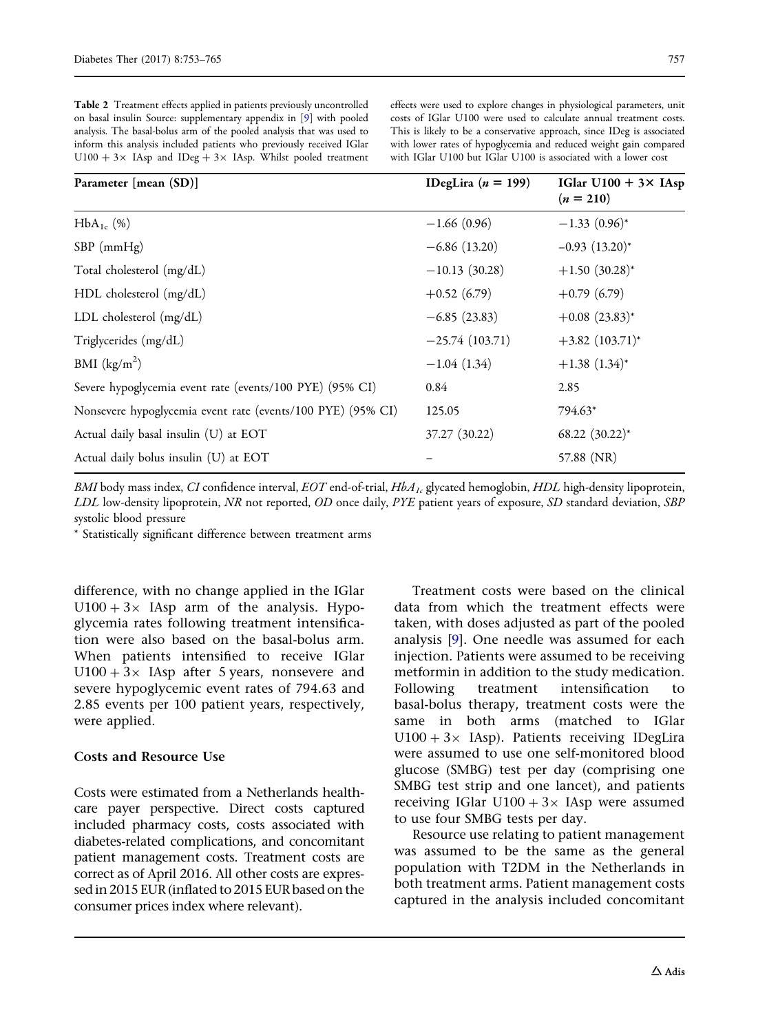**Table 2** Treatment effects applied in patients previously uncontrolled on basal insulin Source: supplementary appendix in [9] with pooled analysis. The basal-bolus arm of the pooled analysis that was used to inform this analysis included patients who previously received IGlar U100 + 3× IAsp and IDeg + 3× IAsp. Whilst pooled treatment effects were used to explore changes in physiological parameters, unit costs of IGlar U100 were used to calculate annual treatment costs. This is likely to be a conservative approach, since IDeg is associated with lower rates of hypoglycemia and reduced weight gain compared with IGlar U100 but IGlar U100 is associated with a lower cost

| Parameter [mean (SD)] | IDegLira ($n$ = 199) | IGlar U100 + 3× IAsp ($n$ = 210) |
|---|---|---|
| $HbA_{1c}$ (%) | −1.66 (0.96) | −1.33 (0.96)* |
| SBP (mmHg) | −6.86 (13.20) | −0.93 (13.20)* |
| Total cholesterol (mg/dL) | −10.13 (30.28) | +1.50 (30.28)* |
| HDL cholesterol (mg/dL) | +0.52 (6.79) | +0.79 (6.79) |
| LDL cholesterol (mg/dL) | −6.85 (23.83) | +0.08 (23.83)* |
| Triglycerides (mg/dL) | −25.74 (103.71) | +3.82 (103.71)* |
| BMI (kg/m$^2$) | −1.04 (1.34) | +1.38 (1.34)* |
| Severe hypoglycemia event rate (events/100 PYE) (95% CI) | 0.84 | 2.85 |
| Nonsevere hypoglycemia event rate (events/100 PYE) (95% CI) | 125.05 | 794.63* |
| Actual daily basal insulin (U) at EOT | 37.27 (30.22) | 68.22 (30.22)* |
| Actual daily bolus insulin (U) at EOT | – | 57.88 (NR) |

*BMI* body mass index, *CI* confidence interval, *EOT* end-of-trial, $HbA_{1c}$ glycated hemoglobin, *HDL* high-density lipoprotein, *LDL* low-density lipoprotein, *NR* not reported, *OD* once daily, *PYE* patient years of exposure, *SD* standard deviation, *SBP* systolic blood pressure

\* Statistically significant difference between treatment arms

difference, with no change applied in the IGlar U100 + 3× IAsp arm of the analysis. Hypoglycemia rates following treatment intensification were also based on the basal-bolus arm. When patients intensified to receive IGlar U100 + 3× IAsp after 5 years, nonsevere and severe hypoglycemic event rates of 794.63 and 2.85 events per 100 patient years, respectively, were applied.

### Costs and Resource Use

Costs were estimated from a Netherlands healthcare payer perspective. Direct costs captured included pharmacy costs, costs associated with diabetes-related complications, and concomitant patient management costs. Treatment costs are correct as of April 2016. All other costs are expressed in 2015 EUR (inflated to 2015 EUR based on the consumer prices index where relevant).

Treatment costs were based on the clinical data from which the treatment effects were taken, with doses adjusted as part of the pooled analysis [9]. One needle was assumed for each injection. Patients were assumed to be receiving metformin in addition to the study medication. Following treatment intensification to basal-bolus therapy, treatment costs were the same in both arms (matched to IGlar U100 + 3× IAsp). Patients receiving IDegLira were assumed to use one self-monitored blood glucose (SMBG) test per day (comprising one SMBG test strip and one lancet), and patients receiving IGlar U100 + 3× IAsp were assumed to use four SMBG tests per day.

Resource use relating to patient management was assumed to be the same as the general population with T2DM in the Netherlands in both treatment arms. Patient management costs captured in the analysis included concomitant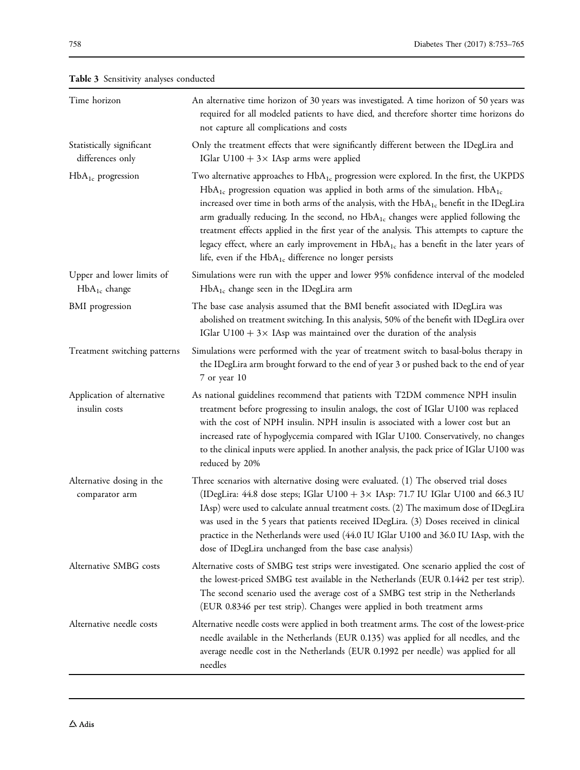**Table 3** Sensitivity analyses conducted

| | |
|---|---|
| Time horizon | An alternative time horizon of 30 years was investigated. A time horizon of 50 years was required for all modeled patients to have died, and therefore shorter time horizons do not capture all complications and costs |
| Statistically significant differences only | Only the treatment effects that were significantly different between the IDegLira and IGlar U100 + 3× IAsp arms were applied |
| $HbA_{1c}$ progression | Two alternative approaches to $HbA_{1c}$ progression were explored. In the first, the UKPDS $HbA_{1c}$ progression equation was applied in both arms of the simulation. $HbA_{1c}$ increased over time in both arms of the analysis, with the $HbA_{1c}$ benefit in the IDegLira arm gradually reducing. In the second, no $HbA_{1c}$ changes were applied following the treatment effects applied in the first year of the analysis. This attempts to capture the legacy effect, where an early improvement in $HbA_{1c}$ has a benefit in the later years of life, even if the $HbA_{1c}$ difference no longer persists |
| Upper and lower limits of $HbA_{1c}$ change | Simulations were run with the upper and lower 95% confidence interval of the modeled $HbA_{1c}$ change seen in the IDegLira arm |
| BMI progression | The base case analysis assumed that the BMI benefit associated with IDegLira was abolished on treatment switching. In this analysis, 50% of the benefit with IDegLira over IGlar U100 + 3× IAsp was maintained over the duration of the analysis |
| Treatment switching patterns | Simulations were performed with the year of treatment switch to basal-bolus therapy in the IDegLira arm brought forward to the end of year 3 or pushed back to the end of year 7 or year 10 |
| Application of alternative insulin costs | As national guidelines recommend that patients with T2DM commence NPH insulin treatment before progressing to insulin analogs, the cost of IGlar U100 was replaced with the cost of NPH insulin. NPH insulin is associated with a lower cost but an increased rate of hypoglycemia compared with IGlar U100. Conservatively, no changes to the clinical inputs were applied. In another analysis, the pack price of IGlar U100 was reduced by 20% |
| Alternative dosing in the comparator arm | Three scenarios with alternative dosing were evaluated. (1) The observed trial doses (IDegLira: 44.8 dose steps; IGlar U100 + 3× IAsp: 71.7 IU IGlar U100 and 66.3 IU IAsp) were used to calculate annual treatment costs. (2) The maximum dose of IDegLira was used in the 5 years that patients received IDegLira. (3) Doses received in clinical practice in the Netherlands were used (44.0 IU IGlar U100 and 36.0 IU IAsp, with the dose of IDegLira unchanged from the base case analysis) |
| Alternative SMBG costs | Alternative costs of SMBG test strips were investigated. One scenario applied the cost of the lowest-priced SMBG test available in the Netherlands (EUR 0.1442 per test strip). The second scenario used the average cost of a SMBG test strip in the Netherlands (EUR 0.8346 per test strip). Changes were applied in both treatment arms |
| Alternative needle costs | Alternative needle costs were applied in both treatment arms. The cost of the lowest-price needle available in the Netherlands (EUR 0.135) was applied for all needles, and the average needle cost in the Netherlands (EUR 0.1992 per needle) was applied for all needles |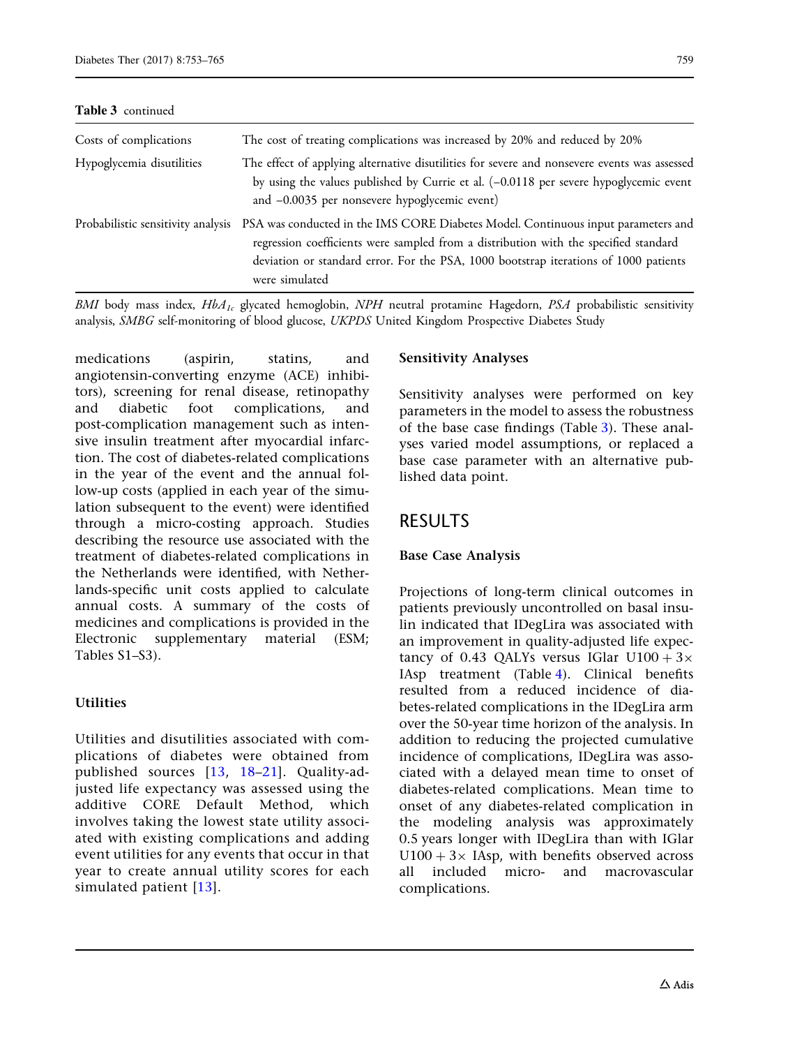**Table 3** continued

| | |
|---|---|
| Costs of complications | The cost of treating complications was increased by 20% and reduced by 20% |
| Hypoglycemia disutilities | The effect of applying alternative disutilities for severe and nonsevere events was assessed by using the values published by Currie et al. (–0.0118 per severe hypoglycemic event and –0.0035 per nonsevere hypoglycemic event) |
| Probabilistic sensitivity analysis | PSA was conducted in the IMS CORE Diabetes Model. Continuous input parameters and regression coefficients were sampled from a distribution with the specified standard deviation or standard error. For the PSA, 1000 bootstrap iterations of 1000 patients were simulated |

*BMI* body mass index, *$HbA_{1c}$* glycated hemoglobin, *NPH* neutral protamine Hagedorn, *PSA* probabilistic sensitivity analysis, *SMBG* self-monitoring of blood glucose, *UKPDS* United Kingdom Prospective Diabetes Study

medications (aspirin, statins, and angiotensin-converting enzyme (ACE) inhibitors), screening for renal disease, retinopathy and diabetic foot complications, and post-complication management such as intensive insulin treatment after myocardial infarction. The cost of diabetes-related complications in the year of the event and the annual follow-up costs (applied in each year of the simulation subsequent to the event) were identified through a micro-costing approach. Studies describing the resource use associated with the treatment of diabetes-related complications in the Netherlands were identified, with Netherlands-specific unit costs applied to calculate annual costs. A summary of the costs of medicines and complications is provided in the Electronic supplementary material (ESM; Tables S1–S3).

### Utilities

Utilities and disutilities associated with complications of diabetes were obtained from published sources [13, 18–21]. Quality-adjusted life expectancy was assessed using the additive CORE Default Method, which involves taking the lowest state utility associated with existing complications and adding event utilities for any events that occur in that year to create annual utility scores for each simulated patient [13].

### Sensitivity Analyses

Sensitivity analyses were performed on key parameters in the model to assess the robustness of the base case findings (Table 3). These analyses varied model assumptions, or replaced a base case parameter with an alternative published data point.

## RESULTS

### Base Case Analysis

Projections of long-term clinical outcomes in patients previously uncontrolled on basal insulin indicated that IDegLira was associated with an improvement in quality-adjusted life expectancy of 0.43 QALYs versus IGlar U100 + 3× IAsp treatment (Table 4). Clinical benefits resulted from a reduced incidence of diabetes-related complications in the IDegLira arm over the 50-year time horizon of the analysis. In addition to reducing the projected cumulative incidence of complications, IDegLira was associated with a delayed mean time to onset of diabetes-related complications. Mean time to onset of any diabetes-related complication in the modeling analysis was approximately 0.5 years longer with IDegLira than with IGlar U100 + 3× IAsp, with benefits observed across all included micro- and macrovascular complications.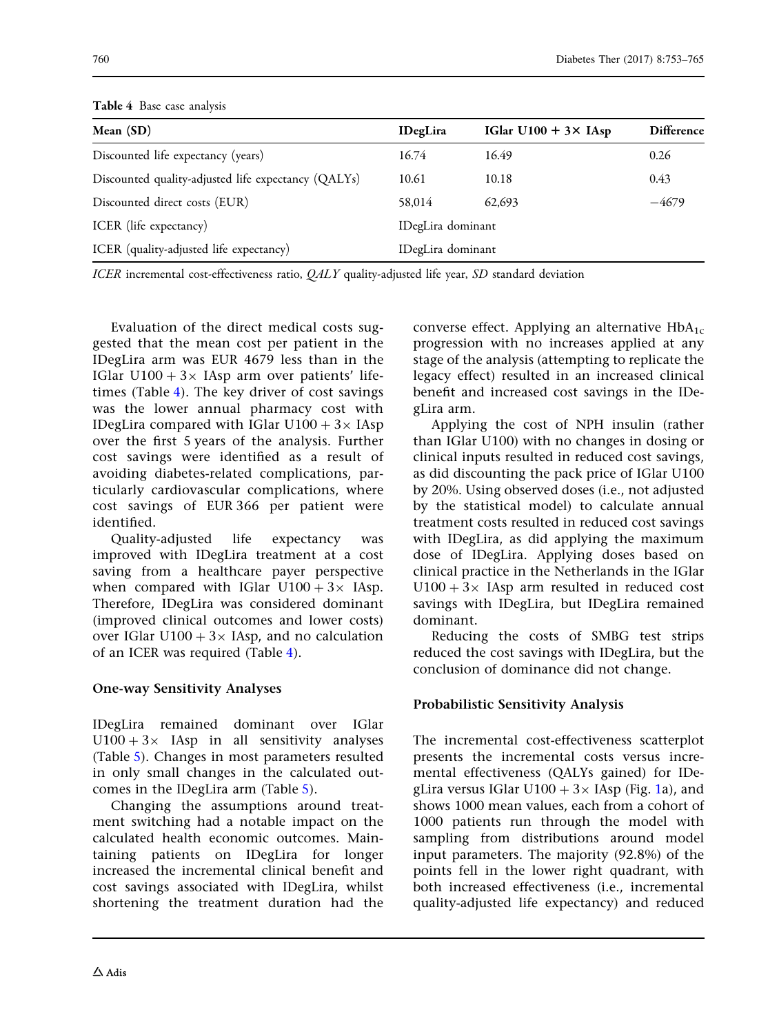**Table 4** Base case analysis

| Mean (SD) | IDegLira | IGlar U100 + 3× IAsp | Difference |
|---|---|---|---|
| Discounted life expectancy (years) | 16.74 | 16.49 | 0.26 |
| Discounted quality-adjusted life expectancy (QALYs) | 10.61 | 10.18 | 0.43 |
| Discounted direct costs (EUR) | 58,014 | 62,693 | −4679 |
| ICER (life expectancy) | IDegLira dominant | | |
| ICER (quality-adjusted life expectancy) | IDegLira dominant | | |

*ICER* incremental cost-effectiveness ratio, *QALY* quality-adjusted life year, *SD* standard deviation

Evaluation of the direct medical costs suggested that the mean cost per patient in the IDegLira arm was EUR 4679 less than in the IGlar U100 + 3× IAsp arm over patients' lifetimes (Table 4). The key driver of cost savings was the lower annual pharmacy cost with IDegLira compared with IGlar U100 + 3× IAsp over the first 5 years of the analysis. Further cost savings were identified as a result of avoiding diabetes-related complications, particularly cardiovascular complications, where cost savings of EUR 366 per patient were identified.

Quality-adjusted life expectancy was improved with IDegLira treatment at a cost saving from a healthcare payer perspective when compared with IGlar U100 + 3× IAsp. Therefore, IDegLira was considered dominant (improved clinical outcomes and lower costs) over IGlar U100 + 3× IAsp, and no calculation of an ICER was required (Table 4).

### One-way Sensitivity Analyses

IDegLira remained dominant over IGlar U100 + 3× IAsp in all sensitivity analyses (Table 5). Changes in most parameters resulted in only small changes in the calculated outcomes in the IDegLira arm (Table 5).

Changing the assumptions around treatment switching had a notable impact on the calculated health economic outcomes. Maintaining patients on IDegLira for longer increased the incremental clinical benefit and cost savings associated with IDegLira, whilst shortening the treatment duration had the converse effect. Applying an alternative $HbA_{1c}$ progression with no increases applied at any stage of the analysis (attempting to replicate the legacy effect) resulted in an increased clinical benefit and increased cost savings in the IDegLira arm.

Applying the cost of NPH insulin (rather than IGlar U100) with no changes in dosing or clinical inputs resulted in reduced cost savings, as did discounting the pack price of IGlar U100 by 20%. Using observed doses (i.e., not adjusted by the statistical model) to calculate annual treatment costs resulted in reduced cost savings with IDegLira, as did applying the maximum dose of IDegLira. Applying doses based on clinical practice in the Netherlands in the IGlar U100 + 3× IAsp arm resulted in reduced cost savings with IDegLira, but IDegLira remained dominant.

Reducing the costs of SMBG test strips reduced the cost savings with IDegLira, but the conclusion of dominance did not change.

### Probabilistic Sensitivity Analysis

The incremental cost-effectiveness scatterplot presents the incremental costs versus incremental effectiveness (QALYs gained) for IDegLira versus IGlar U100 + 3× IAsp (Fig. 1a), and shows 1000 mean values, each from a cohort of 1000 patients run through the model with sampling from distributions around model input parameters. The majority (92.8%) of the points fell in the lower right quadrant, with both increased effectiveness (i.e., incremental quality-adjusted life expectancy) and reduced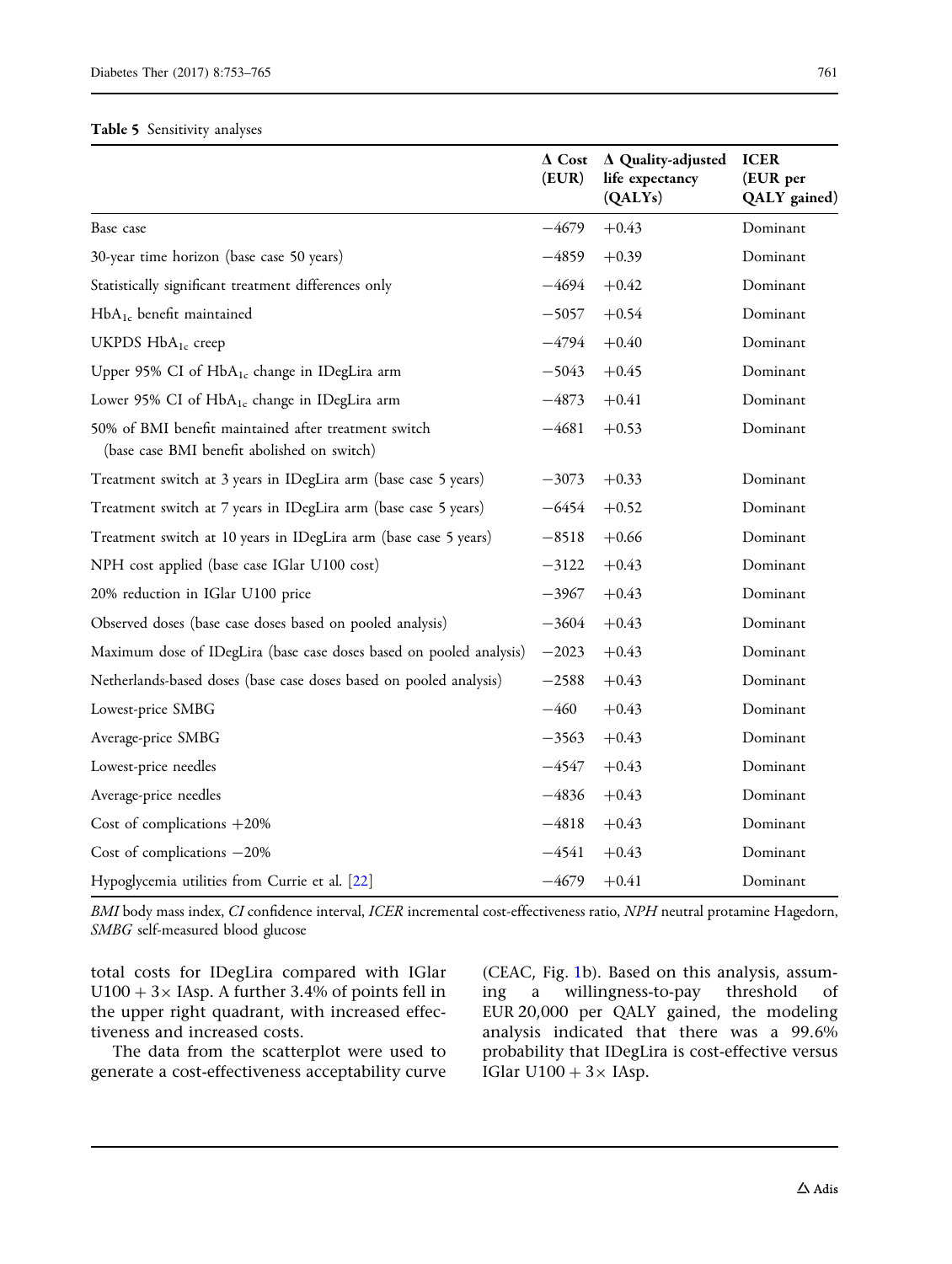**Table 5** Sensitivity analyses

| | Δ Cost (EUR) | Δ Quality-adjusted life expectancy (QALYs) | ICER (EUR per QALY gained) |
|---|---|---|---|
| Base case | −4679 | +0.43 | Dominant |
| 30-year time horizon (base case 50 years) | −4859 | +0.39 | Dominant |
| Statistically significant treatment differences only | −4694 | +0.42 | Dominant |
| $HbA_{1c}$ benefit maintained | −5057 | +0.54 | Dominant |
| UKPDS $HbA_{1c}$ creep | −4794 | +0.40 | Dominant |
| Upper 95% CI of $HbA_{1c}$ change in IDegLira arm | −5043 | +0.45 | Dominant |
| Lower 95% CI of $HbA_{1c}$ change in IDegLira arm | −4873 | +0.41 | Dominant |
| 50% of BMI benefit maintained after treatment switch (base case BMI benefit abolished on switch) | −4681 | +0.53 | Dominant |
| Treatment switch at 3 years in IDegLira arm (base case 5 years) | −3073 | +0.33 | Dominant |
| Treatment switch at 7 years in IDegLira arm (base case 5 years) | −6454 | +0.52 | Dominant |
| Treatment switch at 10 years in IDegLira arm (base case 5 years) | −8518 | +0.66 | Dominant |
| NPH cost applied (base case IGlar U100 cost) | −3122 | +0.43 | Dominant |
| 20% reduction in IGlar U100 price | −3967 | +0.43 | Dominant |
| Observed doses (base case doses based on pooled analysis) | −3604 | +0.43 | Dominant |
| Maximum dose of IDegLira (base case doses based on pooled analysis) | −2023 | +0.43 | Dominant |
| Netherlands-based doses (base case doses based on pooled analysis) | −2588 | +0.43 | Dominant |
| Lowest-price SMBG | −460 | +0.43 | Dominant |
| Average-price SMBG | −3563 | +0.43 | Dominant |
| Lowest-price needles | −4547 | +0.43 | Dominant |
| Average-price needles | −4836 | +0.43 | Dominant |
| Cost of complications +20% | −4818 | +0.43 | Dominant |
| Cost of complications −20% | −4541 | +0.43 | Dominant |
| Hypoglycemia utilities from Currie et al. [22] | −4679 | +0.41 | Dominant |

*BMI* body mass index, *CI* confidence interval, *ICER* incremental cost-effectiveness ratio, *NPH* neutral protamine Hagedorn, *SMBG* self-measured blood glucose

total costs for IDegLira compared with IGlar U100 + 3× IAsp. A further 3.4% of points fell in the upper right quadrant, with increased effectiveness and increased costs.

The data from the scatterplot were used to generate a cost-effectiveness acceptability curve (CEAC, Fig. 1b). Based on this analysis, assuming a willingness-to-pay threshold of EUR 20,000 per QALY gained, the modeling analysis indicated that there was a 99.6% probability that IDegLira is cost-effective versus IGlar U100 + 3× IAsp.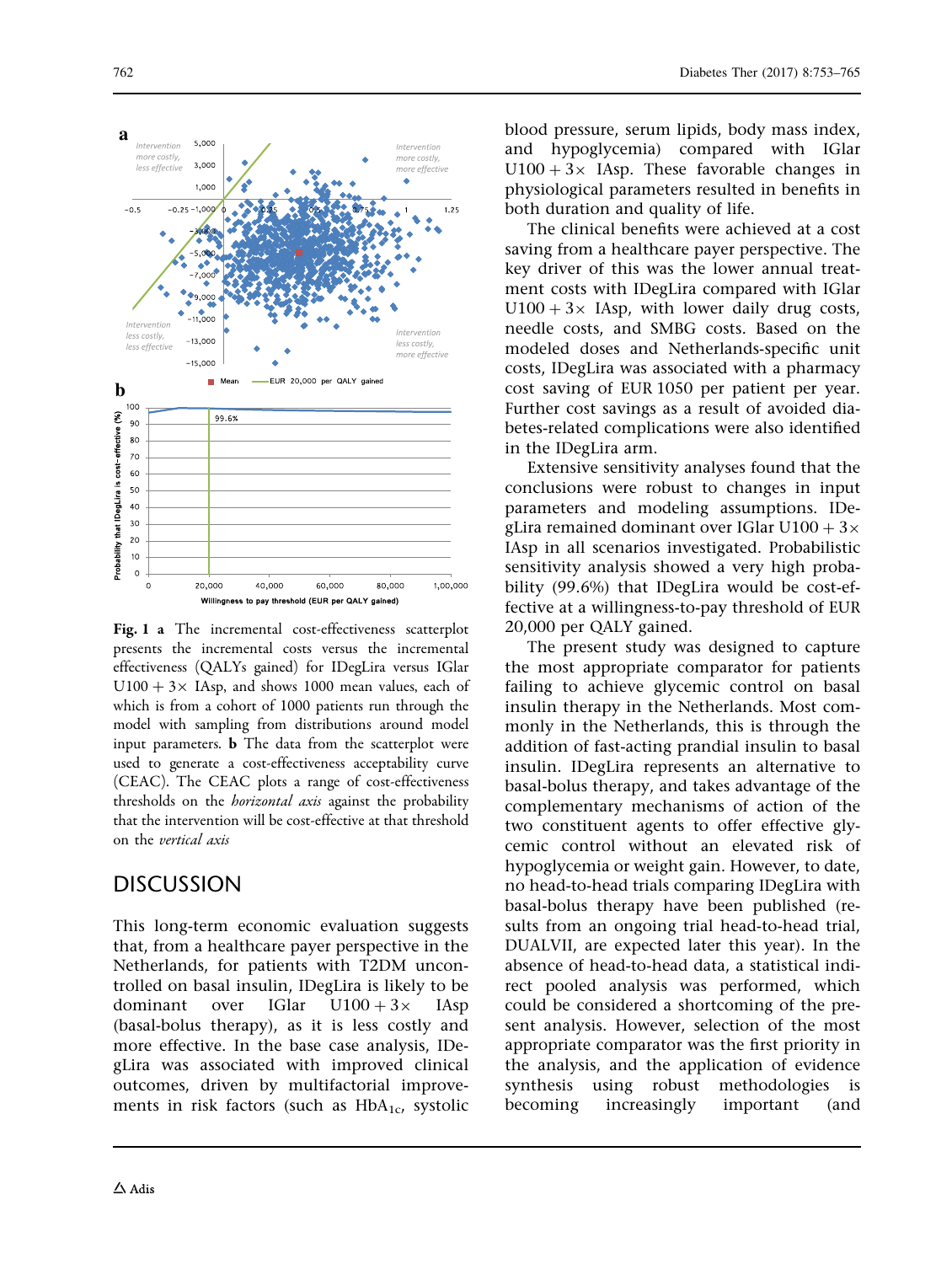**Fig. 1 a** The incremental cost-effectiveness scatterplot presents the incremental costs versus the incremental effectiveness (QALYs gained) for IDegLira versus IGlar U100 + 3× IAsp, and shows 1000 mean values, each of which is from a cohort of 1000 patients run through the model with sampling from distributions around model input parameters. **b** The data from the scatterplot were used to generate a cost-effectiveness acceptability curve (CEAC). The CEAC plots a range of cost-effectiveness thresholds on the *horizontal axis* against the probability that the intervention will be cost-effective at that threshold on the *vertical axis*

## DISCUSSION

This long-term economic evaluation suggests that, from a healthcare payer perspective in the Netherlands, for patients with T2DM uncontrolled on basal insulin, IDegLira is likely to be dominant over IGlar U100 + 3× IAsp (basal-bolus therapy), as it is less costly and more effective. In the base case analysis, IDegLira was associated with improved clinical outcomes, driven by multifactorial improvements in risk factors (such as $HbA_{1c}$, systolic blood pressure, serum lipids, body mass index, and hypoglycemia) compared with IGlar U100 + 3× IAsp. These favorable changes in physiological parameters resulted in benefits in both duration and quality of life.

The clinical benefits were achieved at a cost saving from a healthcare payer perspective. The key driver of this was the lower annual treatment costs with IDegLira compared with IGlar U100 + 3× IAsp, with lower daily drug costs, needle costs, and SMBG costs. Based on the modeled doses and Netherlands-specific unit costs, IDegLira was associated with a pharmacy cost saving of EUR 1050 per patient per year. Further cost savings as a result of avoided diabetes-related complications were also identified in the IDegLira arm.

Extensive sensitivity analyses found that the conclusions were robust to changes in input parameters and modeling assumptions. IDegLira remained dominant over IGlar U100 + 3× IAsp in all scenarios investigated. Probabilistic sensitivity analysis showed a very high probability (99.6%) that IDegLira would be cost-effective at a willingness-to-pay threshold of EUR 20,000 per QALY gained.

The present study was designed to capture the most appropriate comparator for patients failing to achieve glycemic control on basal insulin therapy in the Netherlands. Most commonly in the Netherlands, this is through the addition of fast-acting prandial insulin to basal insulin. IDegLira represents an alternative to basal-bolus therapy, and takes advantage of the complementary mechanisms of action of the two constituent agents to offer effective glycemic control without an elevated risk of hypoglycemia or weight gain. However, to date, no head-to-head trials comparing IDegLira with basal-bolus therapy have been published (results from an ongoing trial head-to-head trial, DUALVII, are expected later this year). In the absence of head-to-head data, a statistical indirect pooled analysis was performed, which could be considered a shortcoming of the present analysis. However, selection of the most appropriate comparator was the first priority in the analysis, and the application of evidence synthesis using robust methodologies is becoming increasingly important (and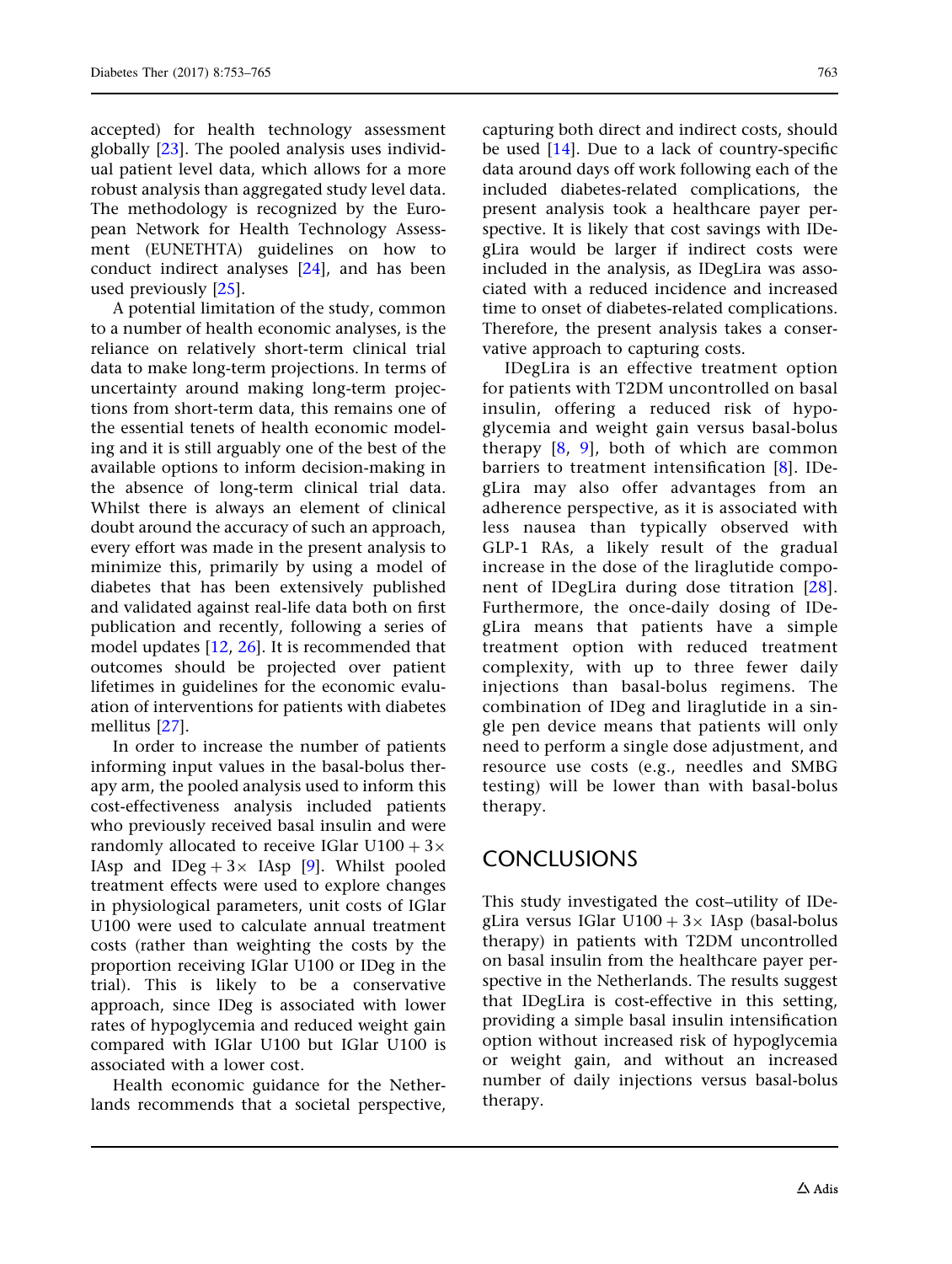accepted) for health technology assessment globally [23]. The pooled analysis uses individual patient level data, which allows for a more robust analysis than aggregated study level data. The methodology is recognized by the European Network for Health Technology Assessment (EUNETHTA) guidelines on how to conduct indirect analyses [24], and has been used previously [25].

A potential limitation of the study, common to a number of health economic analyses, is the reliance on relatively short-term clinical trial data to make long-term projections. In terms of uncertainty around making long-term projections from short-term data, this remains one of the essential tenets of health economic modeling and it is still arguably one of the best of the available options to inform decision-making in the absence of long-term clinical trial data. Whilst there is always an element of clinical doubt around the accuracy of such an approach, every effort was made in the present analysis to minimize this, primarily by using a model of diabetes that has been extensively published and validated against real-life data both on first publication and recently, following a series of model updates [12, 26]. It is recommended that outcomes should be projected over patient lifetimes in guidelines for the economic evaluation of interventions for patients with diabetes mellitus [27].

In order to increase the number of patients informing input values in the basal-bolus therapy arm, the pooled analysis used to inform this cost-effectiveness analysis included patients who previously received basal insulin and were randomly allocated to receive IGlar U100 + 3× IAsp and IDeg + 3× IAsp [9]. Whilst pooled treatment effects were used to explore changes in physiological parameters, unit costs of IGlar U100 were used to calculate annual treatment costs (rather than weighting the costs by the proportion receiving IGlar U100 or IDeg in the trial). This is likely to be a conservative approach, since IDeg is associated with lower rates of hypoglycemia and reduced weight gain compared with IGlar U100 but IGlar U100 is associated with a lower cost.

Health economic guidance for the Netherlands recommends that a societal perspective, capturing both direct and indirect costs, should be used [14]. Due to a lack of country-specific data around days off work following each of the included diabetes-related complications, the present analysis took a healthcare payer perspective. It is likely that cost savings with IDegLira would be larger if indirect costs were included in the analysis, as IDegLira was associated with a reduced incidence and increased time to onset of diabetes-related complications. Therefore, the present analysis takes a conservative approach to capturing costs.

IDegLira is an effective treatment option for patients with T2DM uncontrolled on basal insulin, offering a reduced risk of hypoglycemia and weight gain versus basal-bolus therapy [8, 9], both of which are common barriers to treatment intensification [8]. IDegLira may also offer advantages from an adherence perspective, as it is associated with less nausea than typically observed with GLP-1 RAs, a likely result of the gradual increase in the dose of the liraglutide component of IDegLira during dose titration [28]. Furthermore, the once-daily dosing of IDegLira means that patients have a simple treatment option with reduced treatment complexity, with up to three fewer daily injections than basal-bolus regimens. The combination of IDeg and liraglutide in a single pen device means that patients will only need to perform a single dose adjustment, and resource use costs (e.g., needles and SMBG testing) will be lower than with basal-bolus therapy.

## CONCLUSIONS

This study investigated the cost–utility of IDegLira versus IGlar U100 + 3× IAsp (basal-bolus therapy) in patients with T2DM uncontrolled on basal insulin from the healthcare payer perspective in the Netherlands. The results suggest that IDegLira is cost-effective in this setting, providing a simple basal insulin intensification option without increased risk of hypoglycemia or weight gain, and without an increased number of daily injections versus basal-bolus therapy.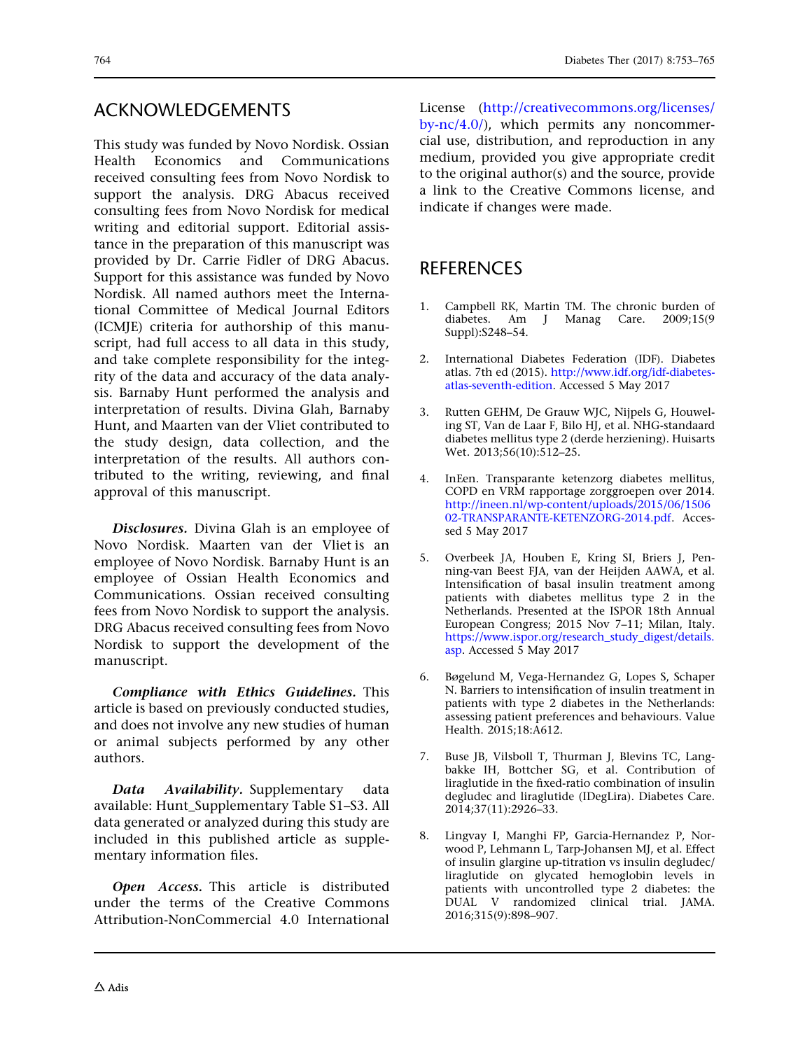## ACKNOWLEDGEMENTS

This study was funded by Novo Nordisk. Ossian Health Economics and Communications received consulting fees from Novo Nordisk to support the analysis. DRG Abacus received consulting fees from Novo Nordisk for medical writing and editorial support. Editorial assistance in the preparation of this manuscript was provided by Dr. Carrie Fidler of DRG Abacus. Support for this assistance was funded by Novo Nordisk. All named authors meet the International Committee of Medical Journal Editors (ICMJE) criteria for authorship of this manuscript, had full access to all data in this study, and take complete responsibility for the integrity of the data and accuracy of the data analysis. Barnaby Hunt performed the analysis and interpretation of results. Divina Glah, Barnaby Hunt, and Maarten van der Vliet contributed to the study design, data collection, and the interpretation of the results. All authors contributed to the writing, reviewing, and final approval of this manuscript.

***Disclosures.*** Divina Glah is an employee of Novo Nordisk. Maarten van der Vliet is an employee of Novo Nordisk. Barnaby Hunt is an employee of Ossian Health Economics and Communications. Ossian received consulting fees from Novo Nordisk to support the analysis. DRG Abacus received consulting fees from Novo Nordisk to support the development of the manuscript.

***Compliance with Ethics Guidelines.*** This article is based on previously conducted studies, and does not involve any new studies of human or animal subjects performed by any other authors.

***Data Availability.*** Supplementary data available: Hunt_Supplementary Table S1–S3. All data generated or analyzed during this study are included in this published article as supplementary information files.

***Open Access.*** This article is distributed under the terms of the Creative Commons Attribution-NonCommercial 4.0 International License (http://creativecommons.org/licenses/by-nc/4.0/), which permits any noncommercial use, distribution, and reproduction in any medium, provided you give appropriate credit to the original author(s) and the source, provide a link to the Creative Commons license, and indicate if changes were made.

## REFERENCES

1. Campbell RK, Martin TM. The chronic burden of diabetes. Am J Manag Care. 2009;15(9 Suppl):S248–54.

2. International Diabetes Federation (IDF). Diabetes atlas. 7th ed (2015). http://www.idf.org/idf-diabetes-atlas-seventh-edition. Accessed 5 May 2017

3. Rutten GEHM, De Grauw WJC, Nijpels G, Houweling ST, Van de Laar F, Bilo HJ, et al. NHG-standaard diabetes mellitus type 2 (derde herziening). Huisarts Wet. 2013;56(10):512–25.

4. InEen. Transparante ketenzorg diabetes mellitus, COPD en VRM rapportage zorggroepen over 2014. http://ineen.nl/wp-content/uploads/2015/06/150602-TRANSPARANTE-KETENZORG-2014.pdf. Accessed 5 May 2017

5. Overbeek JA, Houben E, Kring SI, Briers J, Penning-van Beest FJA, van der Heijden AAWA, et al. Intensification of basal insulin treatment among patients with diabetes mellitus type 2 in the Netherlands. Presented at the ISPOR 18th Annual European Congress; 2015 Nov 7–11; Milan, Italy. https://www.ispor.org/research_study_digest/details.asp. Accessed 5 May 2017

6. Bøgelund M, Vega-Hernandez G, Lopes S, Schaper N. Barriers to intensification of insulin treatment in patients with type 2 diabetes in the Netherlands: assessing patient preferences and behaviours. Value Health. 2015;18:A612.

7. Buse JB, Vilsboll T, Thurman J, Blevins TC, Langbakke IH, Bottcher SG, et al. Contribution of liraglutide in the fixed-ratio combination of insulin degludec and liraglutide (IDegLira). Diabetes Care. 2014;37(11):2926–33.

8. Lingvay I, Manghi FP, Garcia-Hernandez P, Norwood P, Lehmann L, Tarp-Johansen MJ, et al. Effect of insulin glargine up-titration vs insulin degludec/liraglutide on glycated hemoglobin levels in patients with uncontrolled type 2 diabetes: the DUAL V randomized clinical trial. JAMA. 2016;315(9):898–907.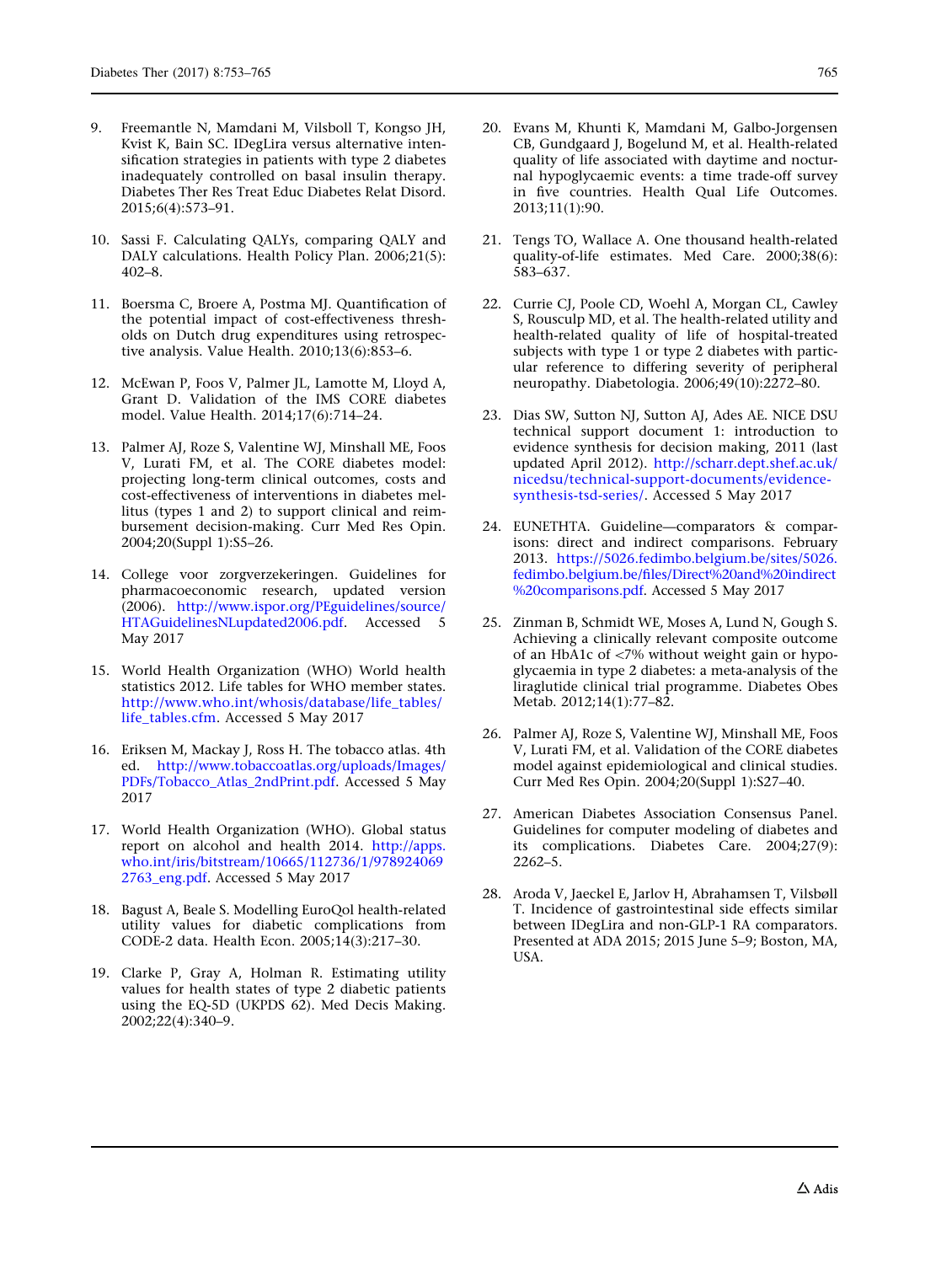9. Freemantle N, Mamdani M, Vilsboll T, Kongso JH, Kvist K, Bain SC. IDegLira versus alternative intensification strategies in patients with type 2 diabetes inadequately controlled on basal insulin therapy. Diabetes Ther Res Treat Educ Diabetes Relat Disord. 2015;6(4):573–91.

10. Sassi F. Calculating QALYs, comparing QALY and DALY calculations. Health Policy Plan. 2006;21(5): 402–8.

11. Boersma C, Broere A, Postma MJ. Quantification of the potential impact of cost-effectiveness thresholds on Dutch drug expenditures using retrospective analysis. Value Health. 2010;13(6):853–6.

12. McEwan P, Foos V, Palmer JL, Lamotte M, Lloyd A, Grant D. Validation of the IMS CORE diabetes model. Value Health. 2014;17(6):714–24.

13. Palmer AJ, Roze S, Valentine WJ, Minshall ME, Foos V, Lurati FM, et al. The CORE diabetes model: projecting long-term clinical outcomes, costs and cost-effectiveness of interventions in diabetes mellitus (types 1 and 2) to support clinical and reimbursement decision-making. Curr Med Res Opin. 2004;20(Suppl 1):S5–26.

14. College voor zorgverzekeringen. Guidelines for pharmacoeconomic research, updated version (2006). http://www.ispor.org/PEguidelines/source/HTAGuidelinesNLupdated2006.pdf. Accessed 5 May 2017

15. World Health Organization (WHO) World health statistics 2012. Life tables for WHO member states. http://www.who.int/whosis/database/life_tables/life_tables.cfm. Accessed 5 May 2017

16. Eriksen M, Mackay J, Ross H. The tobacco atlas. 4th ed. http://www.tobaccoatlas.org/uploads/Images/PDFs/Tobacco_Atlas_2ndPrint.pdf. Accessed 5 May 2017

17. World Health Organization (WHO). Global status report on alcohol and health 2014. http://apps.who.int/iris/bitstream/10665/112736/1/9789240692763_eng.pdf. Accessed 5 May 2017

18. Bagust A, Beale S. Modelling EuroQol health-related utility values for diabetic complications from CODE-2 data. Health Econ. 2005;14(3):217–30.

19. Clarke P, Gray A, Holman R. Estimating utility values for health states of type 2 diabetic patients using the EQ-5D (UKPDS 62). Med Decis Making. 2002;22(4):340–9.

20. Evans M, Khunti K, Mamdani M, Galbo-Jorgensen CB, Gundgaard J, Bogelund M, et al. Health-related quality of life associated with daytime and nocturnal hypoglycaemic events: a time trade-off survey in five countries. Health Qual Life Outcomes. 2013;11(1):90.

21. Tengs TO, Wallace A. One thousand health-related quality-of-life estimates. Med Care. 2000;38(6): 583–637.

22. Currie CJ, Poole CD, Woehl A, Morgan CL, Cawley S, Rousculp MD, et al. The health-related utility and health-related quality of life of hospital-treated subjects with type 1 or type 2 diabetes with particular reference to differing severity of peripheral neuropathy. Diabetologia. 2006;49(10):2272–80.

23. Dias SW, Sutton NJ, Sutton AJ, Ades AE. NICE DSU technical support document 1: introduction to evidence synthesis for decision making, 2011 (last updated April 2012). http://scharr.dept.shef.ac.uk/nicedsu/technical-support-documents/evidence-synthesis-tsd-series/. Accessed 5 May 2017

24. EUNETHTA. Guideline—comparators & comparisons: direct and indirect comparisons. February 2013. https://5026.fedimbo.belgium.be/sites/5026.fedimbo.belgium.be/files/Direct%20and%20indirect%20comparisons.pdf. Accessed 5 May 2017

25. Zinman B, Schmidt WE, Moses A, Lund N, Gough S. Achieving a clinically relevant composite outcome of an HbA1c of <7% without weight gain or hypoglycaemia in type 2 diabetes: a meta-analysis of the liraglutide clinical trial programme. Diabetes Obes Metab. 2012;14(1):77–82.

26. Palmer AJ, Roze S, Valentine WJ, Minshall ME, Foos V, Lurati FM, et al. Validation of the CORE diabetes model against epidemiological and clinical studies. Curr Med Res Opin. 2004;20(Suppl 1):S27–40.

27. American Diabetes Association Consensus Panel. Guidelines for computer modeling of diabetes and its complications. Diabetes Care. 2004;27(9): 2262–5.

28. Aroda V, Jaeckel E, Jarlov H, Abrahamsen T, Vilsbøll T. Incidence of gastrointestinal side effects similar between IDegLira and non-GLP-1 RA comparators. Presented at ADA 2015; 2015 June 5–9; Boston, MA, USA.